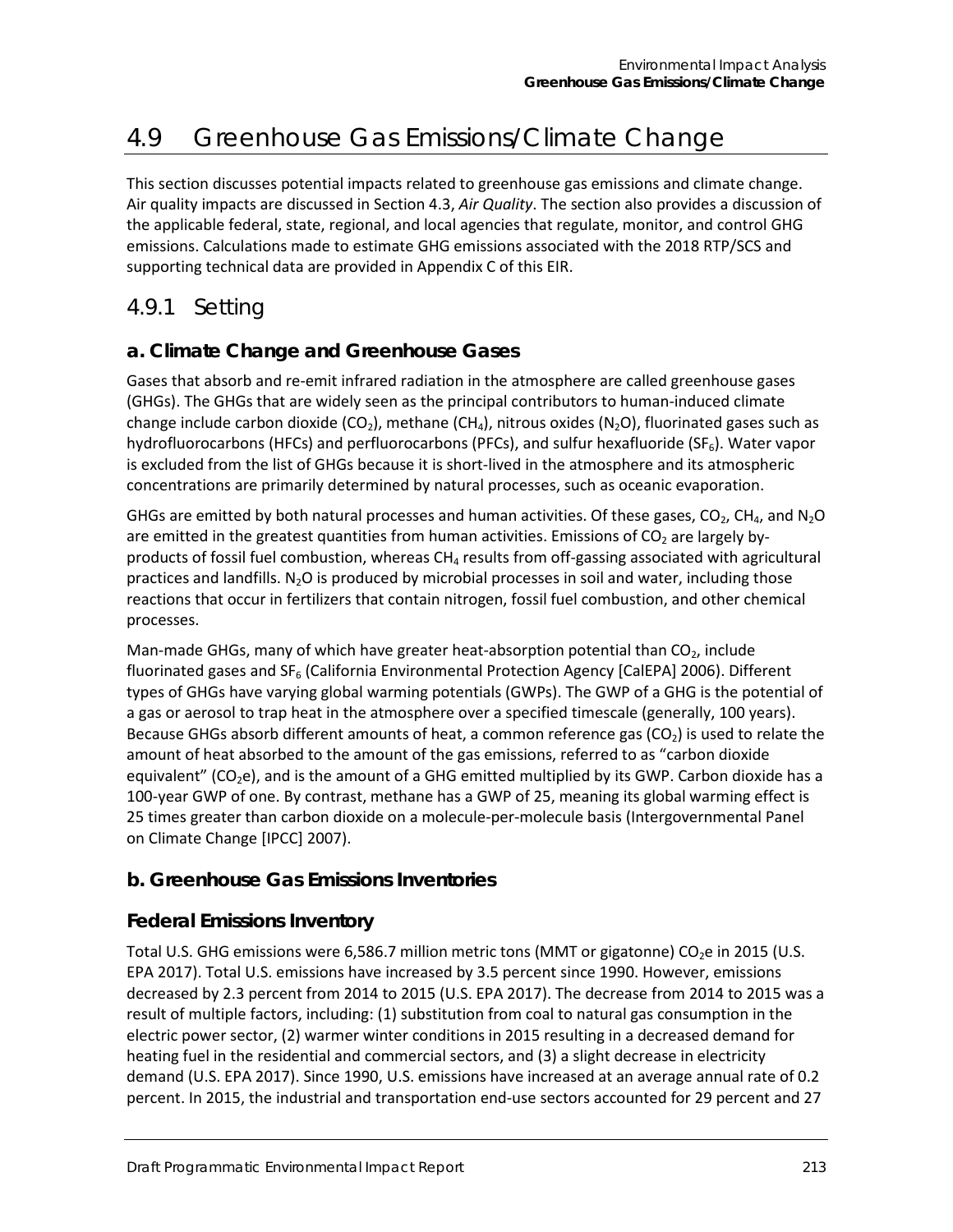# 4.9 Greenhouse Gas Emissions/Climate Change

This section discusses potential impacts related to greenhouse gas emissions and climate change. Air quality impacts are discussed in Section 4.3, *Air Quality*. The section also provides a discussion of the applicable federal, state, regional, and local agencies that regulate, monitor, and control GHG emissions. Calculations made to estimate GHG emissions associated with the 2018 RTP/SCS and supporting technical data are provided in Appendix C of this EIR.

## 4.9.1 Setting

### a. Climate Change and Greenhouse Gases

Gases that absorb and re-emit infrared radiation in the atmosphere are called greenhouse gases (GHGs). The GHGs that are widely seen as the principal contributors to human-induced climate change include carbon dioxide ($CO_2$), methane ($CH_4$), nitrous oxides ($N_2O$), fluorinated gases such as hydrofluorocarbons (HFCs) and perfluorocarbons (PFCs), and sulfur hexafluoride ($SF_6$). Water vapor is excluded from the list of GHGs because it is short-lived in the atmosphere and its atmospheric concentrations are primarily determined by natural processes, such as oceanic evaporation.

GHGs are emitted by both natural processes and human activities. Of these gases, $CO_2$, $CH_4$, and $N_2O$ are emitted in the greatest quantities from human activities. Emissions of $CO_2$ are largely by-products of fossil fuel combustion, whereas $CH_4$ results from off-gassing associated with agricultural practices and landfills. $N_2O$ is produced by microbial processes in soil and water, including those reactions that occur in fertilizers that contain nitrogen, fossil fuel combustion, and other chemical processes.

Man-made GHGs, many of which have greater heat-absorption potential than $CO_2$, include fluorinated gases and $SF_6$ (California Environmental Protection Agency [CalEPA] 2006). Different types of GHGs have varying global warming potentials (GWPs). The GWP of a GHG is the potential of a gas or aerosol to trap heat in the atmosphere over a specified timescale (generally, 100 years). Because GHGs absorb different amounts of heat, a common reference gas ($CO_2$) is used to relate the amount of heat absorbed to the amount of the gas emissions, referred to as "carbon dioxide equivalent" ($CO_2e$), and is the amount of a GHG emitted multiplied by its GWP. Carbon dioxide has a 100-year GWP of one. By contrast, methane has a GWP of 25, meaning its global warming effect is 25 times greater than carbon dioxide on a molecule-per-molecule basis (Intergovernmental Panel on Climate Change [IPCC] 2007).

### b. Greenhouse Gas Emissions Inventories

#### Federal Emissions Inventory

Total U.S. GHG emissions were 6,586.7 million metric tons (MMT or gigatonne) $CO_2e$ in 2015 (U.S. EPA 2017). Total U.S. emissions have increased by 3.5 percent since 1990. However, emissions decreased by 2.3 percent from 2014 to 2015 (U.S. EPA 2017). The decrease from 2014 to 2015 was a result of multiple factors, including: (1) substitution from coal to natural gas consumption in the electric power sector, (2) warmer winter conditions in 2015 resulting in a decreased demand for heating fuel in the residential and commercial sectors, and (3) a slight decrease in electricity demand (U.S. EPA 2017). Since 1990, U.S. emissions have increased at an average annual rate of 0.2 percent. In 2015, the industrial and transportation end-use sectors accounted for 29 percent and 27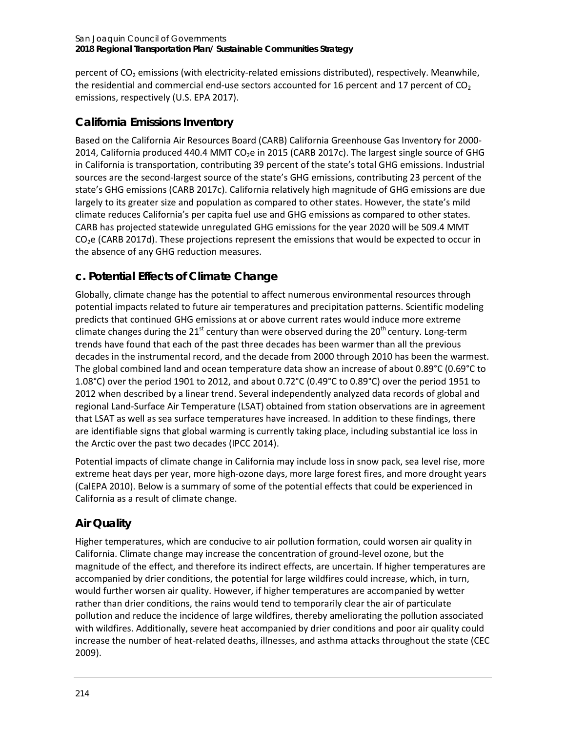percent of $CO_2$ emissions (with electricity-related emissions distributed), respectively. Meanwhile, the residential and commercial end-use sectors accounted for 16 percent and 17 percent of $CO_2$ emissions, respectively (U.S. EPA 2017).

### California Emissions Inventory

Based on the California Air Resources Board (CARB) California Greenhouse Gas Inventory for 2000-2014, California produced 440.4 MMT $CO_2e$ in 2015 (CARB 2017c). The largest single source of GHG in California is transportation, contributing 39 percent of the state's total GHG emissions. Industrial sources are the second-largest source of the state's GHG emissions, contributing 23 percent of the state's GHG emissions (CARB 2017c). California relatively high magnitude of GHG emissions are due largely to its greater size and population as compared to other states. However, the state's mild climate reduces California's per capita fuel use and GHG emissions as compared to other states. CARB has projected statewide unregulated GHG emissions for the year 2020 will be 509.4 MMT $CO_2e$ (CARB 2017d). These projections represent the emissions that would be expected to occur in the absence of any GHG reduction measures.

## c. Potential Effects of Climate Change

Globally, climate change has the potential to affect numerous environmental resources through potential impacts related to future air temperatures and precipitation patterns. Scientific modeling predicts that continued GHG emissions at or above current rates would induce more extreme climate changes during the 21st century than were observed during the 20th century. Long-term trends have found that each of the past three decades has been warmer than all the previous decades in the instrumental record, and the decade from 2000 through 2010 has been the warmest. The global combined land and ocean temperature data show an increase of about 0.89°C (0.69°C to 1.08°C) over the period 1901 to 2012, and about 0.72°C (0.49°C to 0.89°C) over the period 1951 to 2012 when described by a linear trend. Several independently analyzed data records of global and regional Land-Surface Air Temperature (LSAT) obtained from station observations are in agreement that LSAT as well as sea surface temperatures have increased. In addition to these findings, there are identifiable signs that global warming is currently taking place, including substantial ice loss in the Arctic over the past two decades (IPCC 2014).

Potential impacts of climate change in California may include loss in snow pack, sea level rise, more extreme heat days per year, more high-ozone days, more large forest fires, and more drought years (CalEPA 2010). Below is a summary of some of the potential effects that could be experienced in California as a result of climate change.

### Air Quality

Higher temperatures, which are conducive to air pollution formation, could worsen air quality in California. Climate change may increase the concentration of ground-level ozone, but the magnitude of the effect, and therefore its indirect effects, are uncertain. If higher temperatures are accompanied by drier conditions, the potential for large wildfires could increase, which, in turn, would further worsen air quality. However, if higher temperatures are accompanied by wetter rather than drier conditions, the rains would tend to temporarily clear the air of particulate pollution and reduce the incidence of large wildfires, thereby ameliorating the pollution associated with wildfires. Additionally, severe heat accompanied by drier conditions and poor air quality could increase the number of heat-related deaths, illnesses, and asthma attacks throughout the state (CEC 2009).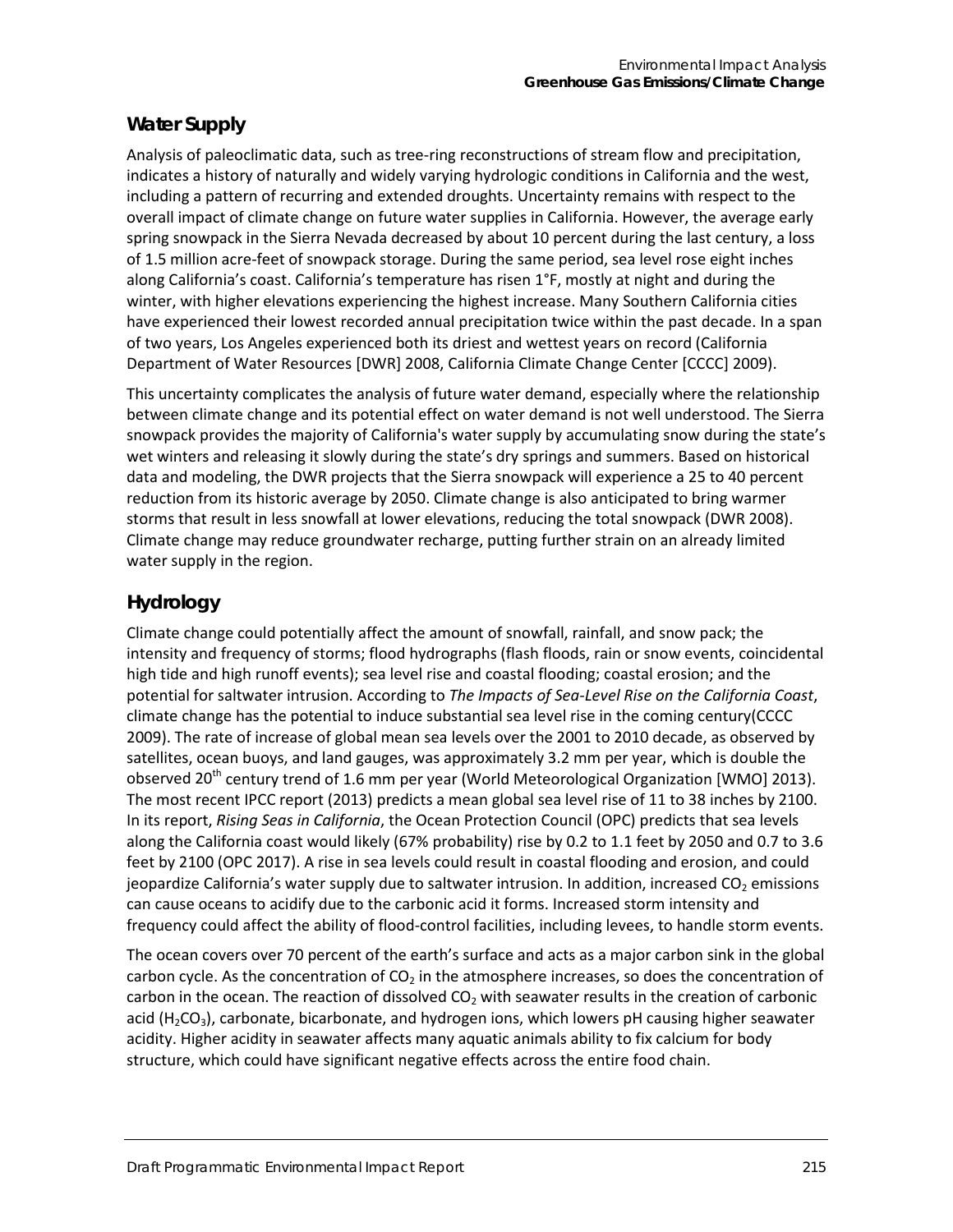## Water Supply

Analysis of paleoclimatic data, such as tree-ring reconstructions of stream flow and precipitation, indicates a history of naturally and widely varying hydrologic conditions in California and the west, including a pattern of recurring and extended droughts. Uncertainty remains with respect to the overall impact of climate change on future water supplies in California. However, the average early spring snowpack in the Sierra Nevada decreased by about 10 percent during the last century, a loss of 1.5 million acre-feet of snowpack storage. During the same period, sea level rose eight inches along California's coast. California's temperature has risen 1°F, mostly at night and during the winter, with higher elevations experiencing the highest increase. Many Southern California cities have experienced their lowest recorded annual precipitation twice within the past decade. In a span of two years, Los Angeles experienced both its driest and wettest years on record (California Department of Water Resources [DWR] 2008, California Climate Change Center [CCCC] 2009).

This uncertainty complicates the analysis of future water demand, especially where the relationship between climate change and its potential effect on water demand is not well understood. The Sierra snowpack provides the majority of California's water supply by accumulating snow during the state's wet winters and releasing it slowly during the state's dry springs and summers. Based on historical data and modeling, the DWR projects that the Sierra snowpack will experience a 25 to 40 percent reduction from its historic average by 2050. Climate change is also anticipated to bring warmer storms that result in less snowfall at lower elevations, reducing the total snowpack (DWR 2008). Climate change may reduce groundwater recharge, putting further strain on an already limited water supply in the region.

## Hydrology

Climate change could potentially affect the amount of snowfall, rainfall, and snow pack; the intensity and frequency of storms; flood hydrographs (flash floods, rain or snow events, coincidental high tide and high runoff events); sea level rise and coastal flooding; coastal erosion; and the potential for saltwater intrusion. According to *The Impacts of Sea-Level Rise on the California Coast*, climate change has the potential to induce substantial sea level rise in the coming century(CCCC 2009). The rate of increase of global mean sea levels over the 2001 to 2010 decade, as observed by satellites, ocean buoys, and land gauges, was approximately 3.2 mm per year, which is double the observed 20th century trend of 1.6 mm per year (World Meteorological Organization [WMO] 2013). The most recent IPCC report (2013) predicts a mean global sea level rise of 11 to 38 inches by 2100. In its report, *Rising Seas in California*, the Ocean Protection Council (OPC) predicts that sea levels along the California coast would likely (67% probability) rise by 0.2 to 1.1 feet by 2050 and 0.7 to 3.6 feet by 2100 (OPC 2017). A rise in sea levels could result in coastal flooding and erosion, and could jeopardize California's water supply due to saltwater intrusion. In addition, increased $CO_2$ emissions can cause oceans to acidify due to the carbonic acid it forms. Increased storm intensity and frequency could affect the ability of flood-control facilities, including levees, to handle storm events.

The ocean covers over 70 percent of the earth's surface and acts as a major carbon sink in the global carbon cycle. As the concentration of $CO_2$ in the atmosphere increases, so does the concentration of carbon in the ocean. The reaction of dissolved $CO_2$ with seawater results in the creation of carbonic acid ($H_2CO_3$), carbonate, bicarbonate, and hydrogen ions, which lowers pH causing higher seawater acidity. Higher acidity in seawater affects many aquatic animals ability to fix calcium for body structure, which could have significant negative effects across the entire food chain.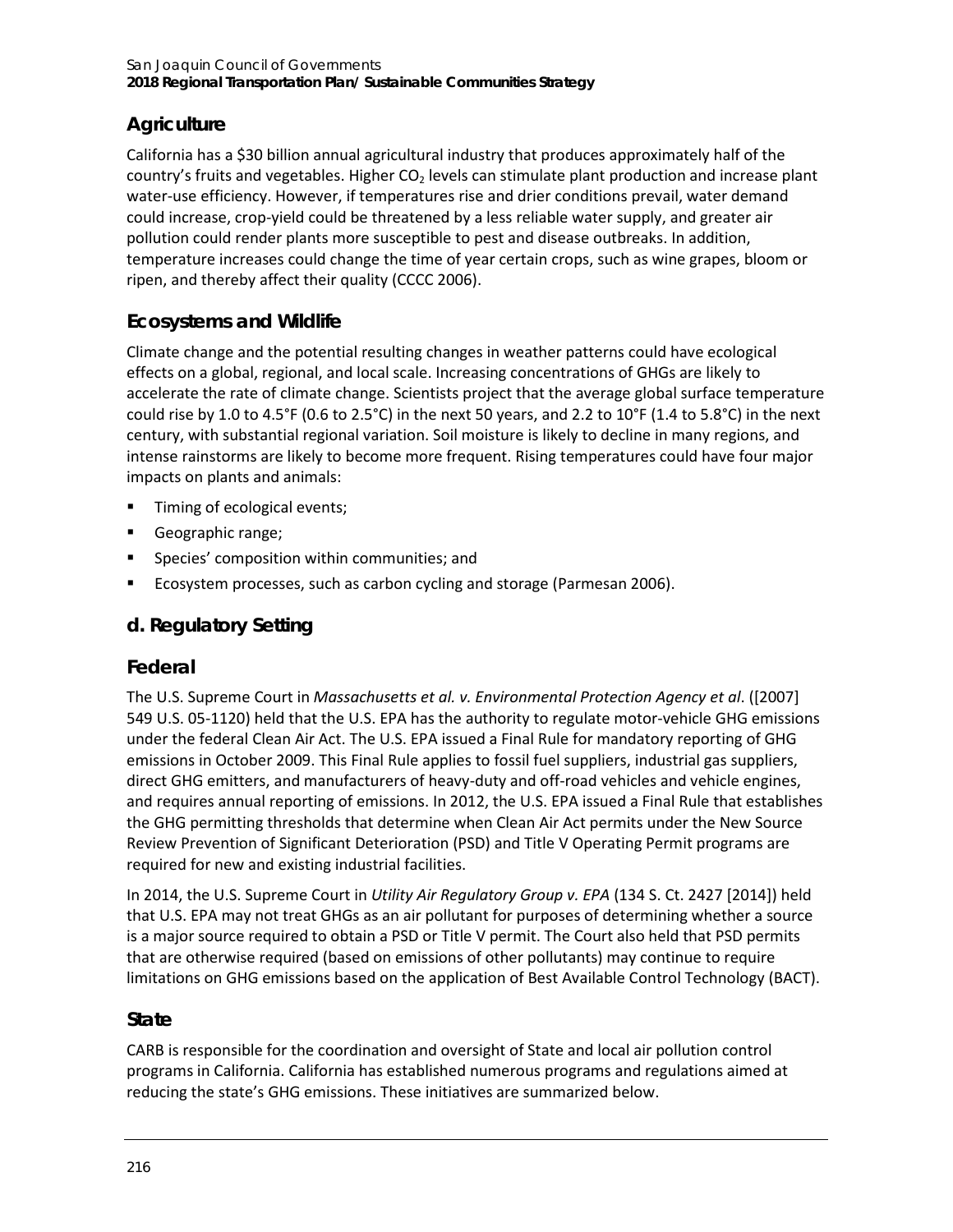## Agriculture

California has a $30 billion annual agricultural industry that produces approximately half of the country's fruits and vegetables. Higher $CO_2$ levels can stimulate plant production and increase plant water-use efficiency. However, if temperatures rise and drier conditions prevail, water demand could increase, crop-yield could be threatened by a less reliable water supply, and greater air pollution could render plants more susceptible to pest and disease outbreaks. In addition, temperature increases could change the time of year certain crops, such as wine grapes, bloom or ripen, and thereby affect their quality (CCCC 2006).

## Ecosystems and Wildlife

Climate change and the potential resulting changes in weather patterns could have ecological effects on a global, regional, and local scale. Increasing concentrations of GHGs are likely to accelerate the rate of climate change. Scientists project that the average global surface temperature could rise by 1.0 to 4.5°F (0.6 to 2.5°C) in the next 50 years, and 2.2 to 10°F (1.4 to 5.8°C) in the next century, with substantial regional variation. Soil moisture is likely to decline in many regions, and intense rainstorms are likely to become more frequent. Rising temperatures could have four major impacts on plants and animals:

- Timing of ecological events;
- Geographic range;
- Species' composition within communities; and
- Ecosystem processes, such as carbon cycling and storage (Parmesan 2006).

# d. Regulatory Setting

## Federal

The U.S. Supreme Court in *Massachusetts et al. v. Environmental Protection Agency et al*. ([2007] 549 U.S. 05-1120) held that the U.S. EPA has the authority to regulate motor-vehicle GHG emissions under the federal Clean Air Act. The U.S. EPA issued a Final Rule for mandatory reporting of GHG emissions in October 2009. This Final Rule applies to fossil fuel suppliers, industrial gas suppliers, direct GHG emitters, and manufacturers of heavy-duty and off-road vehicles and vehicle engines, and requires annual reporting of emissions. In 2012, the U.S. EPA issued a Final Rule that establishes the GHG permitting thresholds that determine when Clean Air Act permits under the New Source Review Prevention of Significant Deterioration (PSD) and Title V Operating Permit programs are required for new and existing industrial facilities.

In 2014, the U.S. Supreme Court in *Utility Air Regulatory Group v. EPA* (134 S. Ct. 2427 [2014]) held that U.S. EPA may not treat GHGs as an air pollutant for purposes of determining whether a source is a major source required to obtain a PSD or Title V permit. The Court also held that PSD permits that are otherwise required (based on emissions of other pollutants) may continue to require limitations on GHG emissions based on the application of Best Available Control Technology (BACT).

## State

CARB is responsible for the coordination and oversight of State and local air pollution control programs in California. California has established numerous programs and regulations aimed at reducing the state's GHG emissions. These initiatives are summarized below.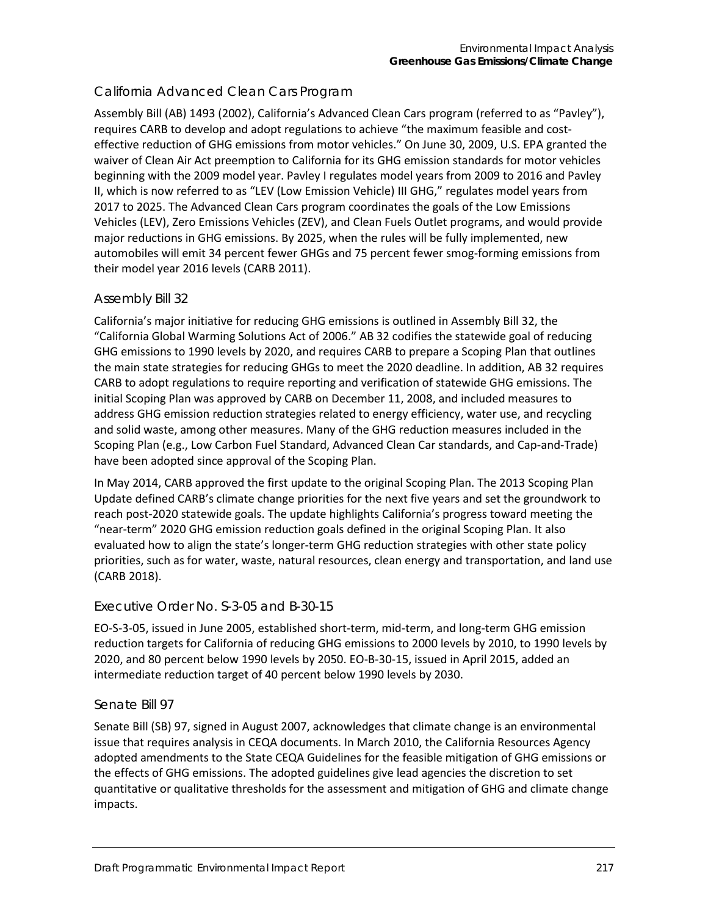### California Advanced Clean Cars Program

Assembly Bill (AB) 1493 (2002), California's Advanced Clean Cars program (referred to as "Pavley"), requires CARB to develop and adopt regulations to achieve "the maximum feasible and cost-effective reduction of GHG emissions from motor vehicles." On June 30, 2009, U.S. EPA granted the waiver of Clean Air Act preemption to California for its GHG emission standards for motor vehicles beginning with the 2009 model year. Pavley I regulates model years from 2009 to 2016 and Pavley II, which is now referred to as "LEV (Low Emission Vehicle) III GHG," regulates model years from 2017 to 2025. The Advanced Clean Cars program coordinates the goals of the Low Emissions Vehicles (LEV), Zero Emissions Vehicles (ZEV), and Clean Fuels Outlet programs, and would provide major reductions in GHG emissions. By 2025, when the rules will be fully implemented, new automobiles will emit 34 percent fewer GHGs and 75 percent fewer smog-forming emissions from their model year 2016 levels (CARB 2011).

### Assembly Bill 32

California's major initiative for reducing GHG emissions is outlined in Assembly Bill 32, the "California Global Warming Solutions Act of 2006." AB 32 codifies the statewide goal of reducing GHG emissions to 1990 levels by 2020, and requires CARB to prepare a Scoping Plan that outlines the main state strategies for reducing GHGs to meet the 2020 deadline. In addition, AB 32 requires CARB to adopt regulations to require reporting and verification of statewide GHG emissions. The initial Scoping Plan was approved by CARB on December 11, 2008, and included measures to address GHG emission reduction strategies related to energy efficiency, water use, and recycling and solid waste, among other measures. Many of the GHG reduction measures included in the Scoping Plan (e.g., Low Carbon Fuel Standard, Advanced Clean Car standards, and Cap-and-Trade) have been adopted since approval of the Scoping Plan.

In May 2014, CARB approved the first update to the original Scoping Plan. The 2013 Scoping Plan Update defined CARB's climate change priorities for the next five years and set the groundwork to reach post-2020 statewide goals. The update highlights California's progress toward meeting the "near-term" 2020 GHG emission reduction goals defined in the original Scoping Plan. It also evaluated how to align the state's longer-term GHG reduction strategies with other state policy priorities, such as for water, waste, natural resources, clean energy and transportation, and land use (CARB 2018).

### Executive Order No. S-3-05 and B-30-15

EO-S-3-05, issued in June 2005, established short-term, mid-term, and long-term GHG emission reduction targets for California of reducing GHG emissions to 2000 levels by 2010, to 1990 levels by 2020, and 80 percent below 1990 levels by 2050. EO-B-30-15, issued in April 2015, added an intermediate reduction target of 40 percent below 1990 levels by 2030.

### Senate Bill 97

Senate Bill (SB) 97, signed in August 2007, acknowledges that climate change is an environmental issue that requires analysis in CEQA documents. In March 2010, the California Resources Agency adopted amendments to the State CEQA Guidelines for the feasible mitigation of GHG emissions or the effects of GHG emissions. The adopted guidelines give lead agencies the discretion to set quantitative or qualitative thresholds for the assessment and mitigation of GHG and climate change impacts.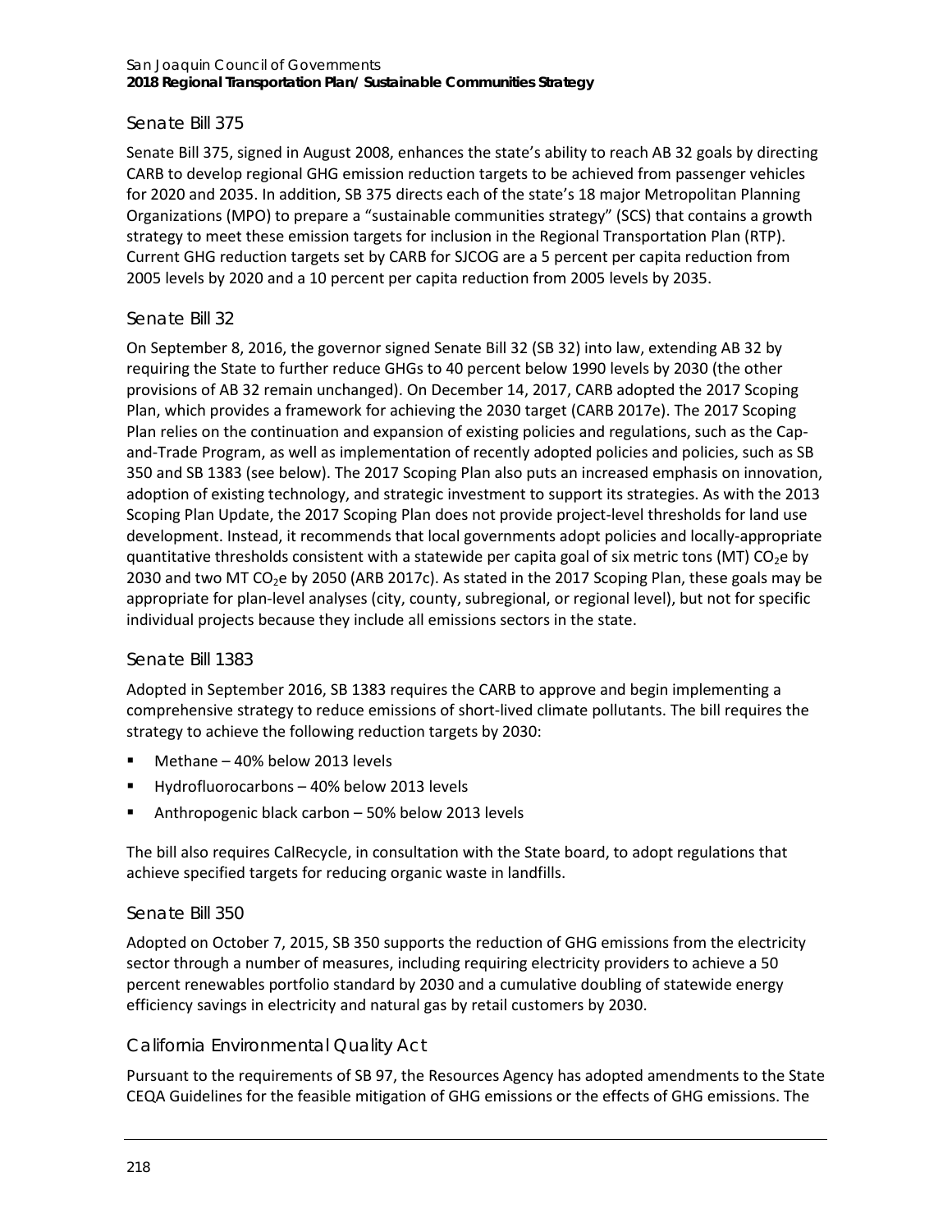### Senate Bill 375

Senate Bill 375, signed in August 2008, enhances the state's ability to reach AB 32 goals by directing CARB to develop regional GHG emission reduction targets to be achieved from passenger vehicles for 2020 and 2035. In addition, SB 375 directs each of the state's 18 major Metropolitan Planning Organizations (MPO) to prepare a "sustainable communities strategy" (SCS) that contains a growth strategy to meet these emission targets for inclusion in the Regional Transportation Plan (RTP). Current GHG reduction targets set by CARB for SJCOG are a 5 percent per capita reduction from 2005 levels by 2020 and a 10 percent per capita reduction from 2005 levels by 2035.

### Senate Bill 32

On September 8, 2016, the governor signed Senate Bill 32 (SB 32) into law, extending AB 32 by requiring the State to further reduce GHGs to 40 percent below 1990 levels by 2030 (the other provisions of AB 32 remain unchanged). On December 14, 2017, CARB adopted the 2017 Scoping Plan, which provides a framework for achieving the 2030 target (CARB 2017e). The 2017 Scoping Plan relies on the continuation and expansion of existing policies and regulations, such as the Cap-and-Trade Program, as well as implementation of recently adopted policies and policies, such as SB 350 and SB 1383 (see below). The 2017 Scoping Plan also puts an increased emphasis on innovation, adoption of existing technology, and strategic investment to support its strategies. As with the 2013 Scoping Plan Update, the 2017 Scoping Plan does not provide project-level thresholds for land use development. Instead, it recommends that local governments adopt policies and locally-appropriate quantitative thresholds consistent with a statewide per capita goal of six metric tons (MT) $CO_2e$ by 2030 and two MT $CO_2e$ by 2050 (ARB 2017c). As stated in the 2017 Scoping Plan, these goals may be appropriate for plan-level analyses (city, county, subregional, or regional level), but not for specific individual projects because they include all emissions sectors in the state.

### Senate Bill 1383

Adopted in September 2016, SB 1383 requires the CARB to approve and begin implementing a comprehensive strategy to reduce emissions of short-lived climate pollutants. The bill requires the strategy to achieve the following reduction targets by 2030:

- Methane – 40% below 2013 levels
- Hydrofluorocarbons – 40% below 2013 levels
- Anthropogenic black carbon – 50% below 2013 levels

The bill also requires CalRecycle, in consultation with the State board, to adopt regulations that achieve specified targets for reducing organic waste in landfills.

### Senate Bill 350

Adopted on October 7, 2015, SB 350 supports the reduction of GHG emissions from the electricity sector through a number of measures, including requiring electricity providers to achieve a 50 percent renewables portfolio standard by 2030 and a cumulative doubling of statewide energy efficiency savings in electricity and natural gas by retail customers by 2030.

### California Environmental Quality Act

Pursuant to the requirements of SB 97, the Resources Agency has adopted amendments to the State CEQA Guidelines for the feasible mitigation of GHG emissions or the effects of GHG emissions. The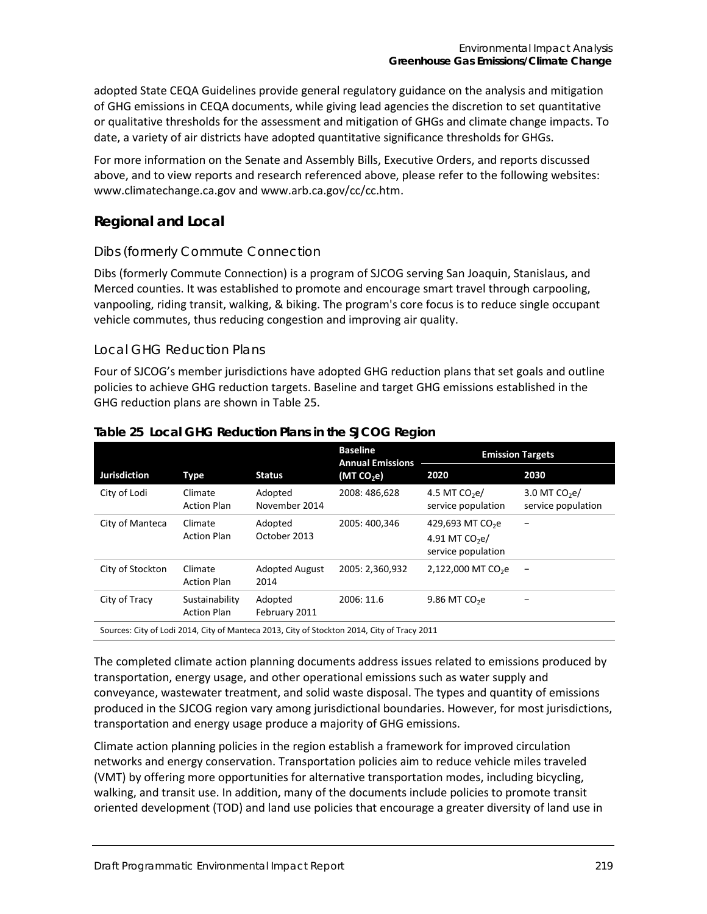adopted State CEQA Guidelines provide general regulatory guidance on the analysis and mitigation of GHG emissions in CEQA documents, while giving lead agencies the discretion to set quantitative or qualitative thresholds for the assessment and mitigation of GHGs and climate change impacts. To date, a variety of air districts have adopted quantitative significance thresholds for GHGs.

For more information on the Senate and Assembly Bills, Executive Orders, and reports discussed above, and to view reports and research referenced above, please refer to the following websites: www.climatechange.ca.gov and www.arb.ca.gov/cc/cc.htm.

## Regional and Local

### Dibs (formerly Commute Connection

Dibs (formerly Commute Connection) is a program of SJCOG serving San Joaquin, Stanislaus, and Merced counties. It was established to promote and encourage smart travel through carpooling, vanpooling, riding transit, walking, & biking. The program's core focus is to reduce single occupant vehicle commutes, thus reducing congestion and improving air quality.

### Local GHG Reduction Plans

Four of SJCOG's member jurisdictions have adopted GHG reduction plans that set goals and outline policies to achieve GHG reduction targets. Baseline and target GHG emissions established in the GHG reduction plans are shown in Table 25.

**Table 25 Local GHG Reduction Plans in the SJCOG Region**

| Jurisdiction | Type | Status | Baseline Annual Emissions (MT $CO_2e$) | Emission Targets | |
|---|---|---|---|---|---|
| | | | | 2020 | 2030 |
| City of Lodi | Climate Action Plan | Adopted November 2014 | 2008: 486,628 | 4.5 MT $CO_2e$/ service population | 3.0 MT $CO_2e$/ service population |
| City of Manteca | Climate Action Plan | Adopted October 2013 | 2005: 400,346 | 429,693 MT $CO_2e$ 4.91 MT $CO_2e$/ service population | – |
| City of Stockton | Climate Action Plan | Adopted August 2014 | 2005: 2,360,932 | 2,122,000 MT $CO_2e$ | – |
| City of Tracy | Sustainability Action Plan | Adopted February 2011 | 2006: 11.6 | 9.86 MT $CO_2e$ | – |

Sources: City of Lodi 2014, City of Manteca 2013, City of Stockton 2014, City of Tracy 2011

The completed climate action planning documents address issues related to emissions produced by transportation, energy usage, and other operational emissions such as water supply and conveyance, wastewater treatment, and solid waste disposal. The types and quantity of emissions produced in the SJCOG region vary among jurisdictional boundaries. However, for most jurisdictions, transportation and energy usage produce a majority of GHG emissions.

Climate action planning policies in the region establish a framework for improved circulation networks and energy conservation. Transportation policies aim to reduce vehicle miles traveled (VMT) by offering more opportunities for alternative transportation modes, including bicycling, walking, and transit use. In addition, many of the documents include policies to promote transit oriented development (TOD) and land use policies that encourage a greater diversity of land use in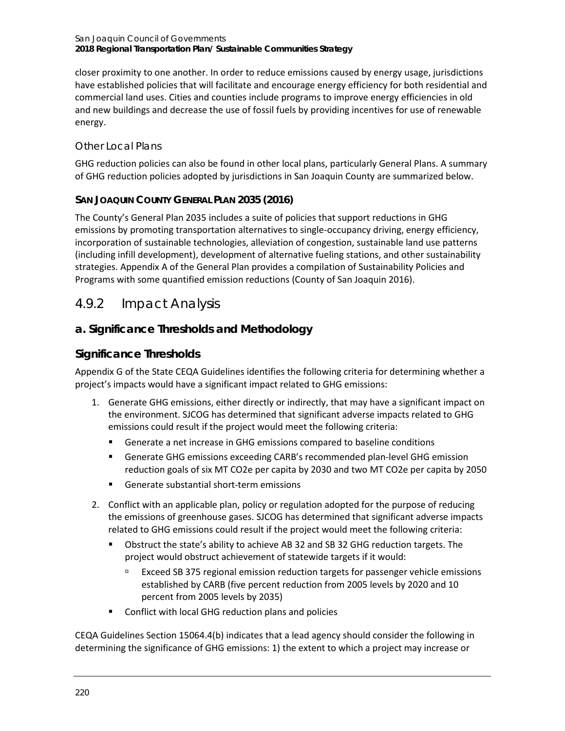closer proximity to one another. In order to reduce emissions caused by energy usage, jurisdictions have established policies that will facilitate and encourage energy efficiency for both residential and commercial land uses. Cities and counties include programs to improve energy efficiencies in old and new buildings and decrease the use of fossil fuels by providing incentives for use of renewable energy.

### Other Local Plans

GHG reduction policies can also be found in other local plans, particularly General Plans. A summary of GHG reduction policies adopted by jurisdictions in San Joaquin County are summarized below.

#### SAN JOAQUIN COUNTY GENERAL PLAN 2035 (2016)

The County's General Plan 2035 includes a suite of policies that support reductions in GHG emissions by promoting transportation alternatives to single-occupancy driving, energy efficiency, incorporation of sustainable technologies, alleviation of congestion, sustainable land use patterns (including infill development), development of alternative fueling stations, and other sustainability strategies. Appendix A of the General Plan provides a compilation of Sustainability Policies and Programs with some quantified emission reductions (County of San Joaquin 2016).

## 4.9.2 Impact Analysis

### a. Significance Thresholds and Methodology

### Significance Thresholds

Appendix G of the State CEQA Guidelines identifies the following criteria for determining whether a project's impacts would have a significant impact related to GHG emissions:

1. Generate GHG emissions, either directly or indirectly, that may have a significant impact on the environment. SJCOG has determined that significant adverse impacts related to GHG emissions could result if the project would meet the following criteria:
   - Generate a net increase in GHG emissions compared to baseline conditions
   - Generate GHG emissions exceeding CARB's recommended plan-level GHG emission reduction goals of six MT $CO_2e$ per capita by 2030 and two MT $CO_2e$ per capita by 2050
   - Generate substantial short-term emissions
2. Conflict with an applicable plan, policy or regulation adopted for the purpose of reducing the emissions of greenhouse gases. SJCOG has determined that significant adverse impacts related to GHG emissions could result if the project would meet the following criteria:
   - Obstruct the state's ability to achieve AB 32 and SB 32 GHG reduction targets. The project would obstruct achievement of statewide targets if it would:
     - Exceed SB 375 regional emission reduction targets for passenger vehicle emissions established by CARB (five percent reduction from 2005 levels by 2020 and 10 percent from 2005 levels by 2035)
   - Conflict with local GHG reduction plans and policies

CEQA Guidelines Section 15064.4(b) indicates that a lead agency should consider the following in determining the significance of GHG emissions: 1) the extent to which a project may increase or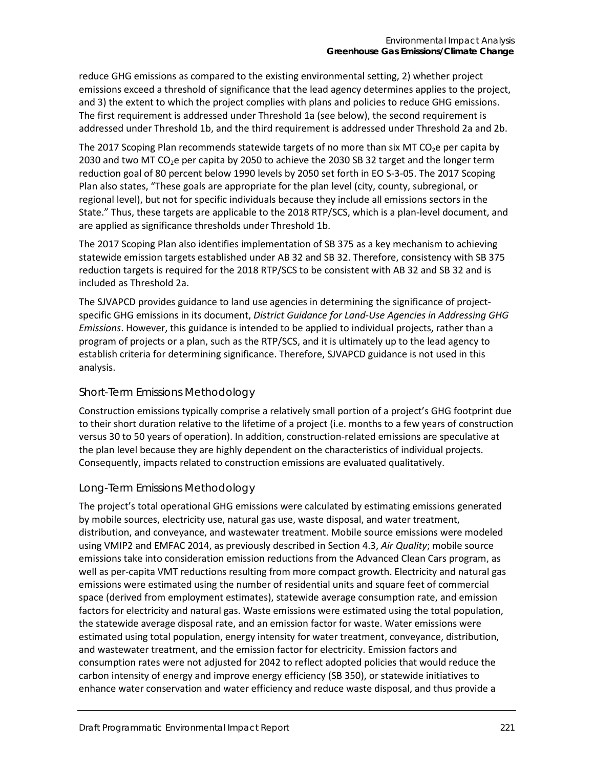reduce GHG emissions as compared to the existing environmental setting, 2) whether project emissions exceed a threshold of significance that the lead agency determines applies to the project, and 3) the extent to which the project complies with plans and policies to reduce GHG emissions. The first requirement is addressed under Threshold 1a (see below), the second requirement is addressed under Threshold 1b, and the third requirement is addressed under Threshold 2a and 2b.

The 2017 Scoping Plan recommends statewide targets of no more than six MT $CO_2$e per capita by 2030 and two MT $CO_2$e per capita by 2050 to achieve the 2030 SB 32 target and the longer term reduction goal of 80 percent below 1990 levels by 2050 set forth in EO S-3-05. The 2017 Scoping Plan also states, "These goals are appropriate for the plan level (city, county, subregional, or regional level), but not for specific individuals because they include all emissions sectors in the State." Thus, these targets are applicable to the 2018 RTP/SCS, which is a plan-level document, and are applied as significance thresholds under Threshold 1b.

The 2017 Scoping Plan also identifies implementation of SB 375 as a key mechanism to achieving statewide emission targets established under AB 32 and SB 32. Therefore, consistency with SB 375 reduction targets is required for the 2018 RTP/SCS to be consistent with AB 32 and SB 32 and is included as Threshold 2a.

The SJVAPCD provides guidance to land use agencies in determining the significance of project-specific GHG emissions in its document, *District Guidance for Land-Use Agencies in Addressing GHG Emissions*. However, this guidance is intended to be applied to individual projects, rather than a program of projects or a plan, such as the RTP/SCS, and it is ultimately up to the lead agency to establish criteria for determining significance. Therefore, SJVAPCD guidance is not used in this analysis.

### Short-Term Emissions Methodology

Construction emissions typically comprise a relatively small portion of a project's GHG footprint due to their short duration relative to the lifetime of a project (i.e. months to a few years of construction versus 30 to 50 years of operation). In addition, construction-related emissions are speculative at the plan level because they are highly dependent on the characteristics of individual projects. Consequently, impacts related to construction emissions are evaluated qualitatively.

### Long-Term Emissions Methodology

The project's total operational GHG emissions were calculated by estimating emissions generated by mobile sources, electricity use, natural gas use, waste disposal, and water treatment, distribution, and conveyance, and wastewater treatment. Mobile source emissions were modeled using VMIP2 and EMFAC 2014, as previously described in Section 4.3, *Air Quality*; mobile source emissions take into consideration emission reductions from the Advanced Clean Cars program, as well as per-capita VMT reductions resulting from more compact growth. Electricity and natural gas emissions were estimated using the number of residential units and square feet of commercial space (derived from employment estimates), statewide average consumption rate, and emission factors for electricity and natural gas. Waste emissions were estimated using the total population, the statewide average disposal rate, and an emission factor for waste. Water emissions were estimated using total population, energy intensity for water treatment, conveyance, distribution, and wastewater treatment, and the emission factor for electricity. Emission factors and consumption rates were not adjusted for 2042 to reflect adopted policies that would reduce the carbon intensity of energy and improve energy efficiency (SB 350), or statewide initiatives to enhance water conservation and water efficiency and reduce waste disposal, and thus provide a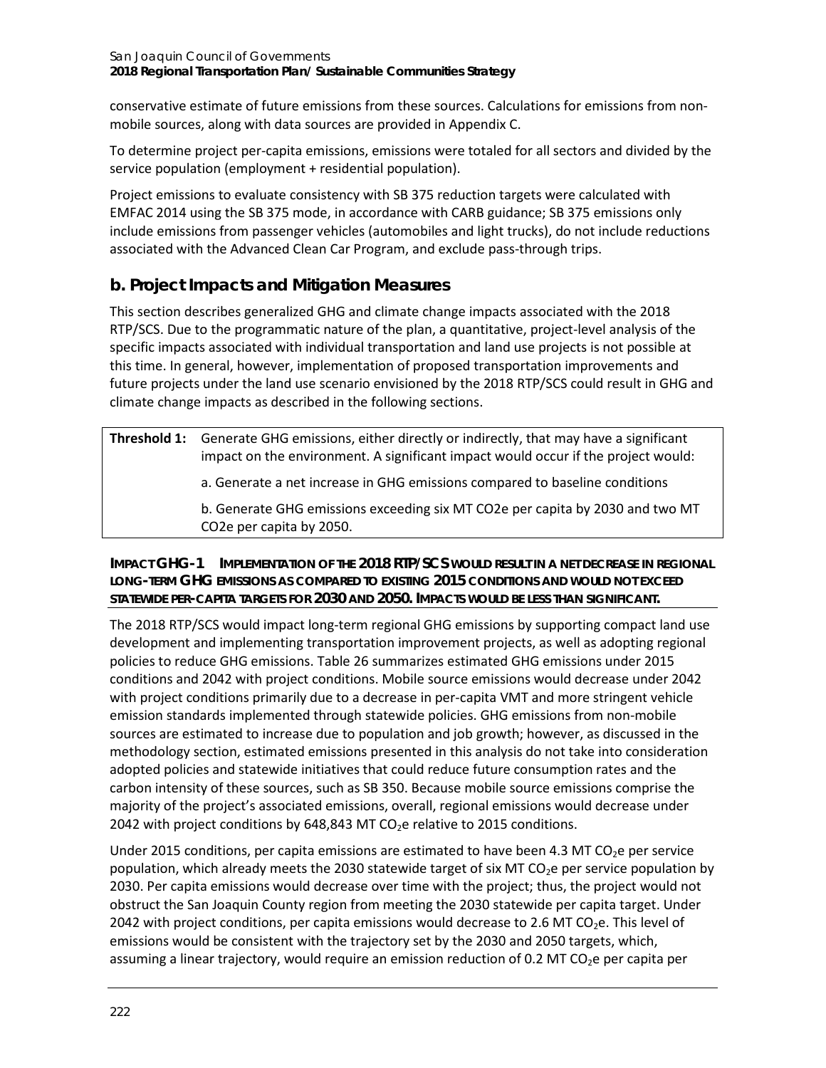conservative estimate of future emissions from these sources. Calculations for emissions from non-mobile sources, along with data sources are provided in Appendix C.

To determine project per-capita emissions, emissions were totaled for all sectors and divided by the service population (employment + residential population).

Project emissions to evaluate consistency with SB 375 reduction targets were calculated with EMFAC 2014 using the SB 375 mode, in accordance with CARB guidance; SB 375 emissions only include emissions from passenger vehicles (automobiles and light trucks), do not include reductions associated with the Advanced Clean Car Program, and exclude pass-through trips.

## b. Project Impacts and Mitigation Measures

This section describes generalized GHG and climate change impacts associated with the 2018 RTP/SCS. Due to the programmatic nature of the plan, a quantitative, project-level analysis of the specific impacts associated with individual transportation and land use projects is not possible at this time. In general, however, implementation of proposed transportation improvements and future projects under the land use scenario envisioned by the 2018 RTP/SCS could result in GHG and climate change impacts as described in the following sections.

| **Threshold 1:** | Generate GHG emissions, either directly or indirectly, that may have a significant impact on the environment. A significant impact would occur if the project would: |
|---|---|
| | a. Generate a net increase in GHG emissions compared to baseline conditions |
| | b. Generate GHG emissions exceeding six MT CO2e per capita by 2030 and two MT CO2e per capita by 2050. |

**IMPACT GHG-1 IMPLEMENTATION OF THE 2018 RTP/SCS WOULD RESULT IN A NET DECREASE IN REGIONAL LONG-TERM GHG EMISSIONS AS COMPARED TO EXISTING 2015 CONDITIONS AND WOULD NOT EXCEED STATEWIDE PER-CAPITA TARGETS FOR 2030 AND 2050. IMPACTS WOULD BE LESS THAN SIGNIFICANT.**

The 2018 RTP/SCS would impact long-term regional GHG emissions by supporting compact land use development and implementing transportation improvement projects, as well as adopting regional policies to reduce GHG emissions. Table 26 summarizes estimated GHG emissions under 2015 conditions and 2042 with project conditions. Mobile source emissions would decrease under 2042 with project conditions primarily due to a decrease in per-capita VMT and more stringent vehicle emission standards implemented through statewide policies. GHG emissions from non-mobile sources are estimated to increase due to population and job growth; however, as discussed in the methodology section, estimated emissions presented in this analysis do not take into consideration adopted policies and statewide initiatives that could reduce future consumption rates and the carbon intensity of these sources, such as SB 350. Because mobile source emissions comprise the majority of the project's associated emissions, overall, regional emissions would decrease under 2042 with project conditions by 648,843 MT $CO_2$e relative to 2015 conditions.

Under 2015 conditions, per capita emissions are estimated to have been 4.3 MT $CO_2$e per service population, which already meets the 2030 statewide target of six MT $CO_2$e per service population by 2030. Per capita emissions would decrease over time with the project; thus, the project would not obstruct the San Joaquin County region from meeting the 2030 statewide per capita target. Under 2042 with project conditions, per capita emissions would decrease to 2.6 MT $CO_2$e. This level of emissions would be consistent with the trajectory set by the 2030 and 2050 targets, which, assuming a linear trajectory, would require an emission reduction of 0.2 MT $CO_2$e per capita per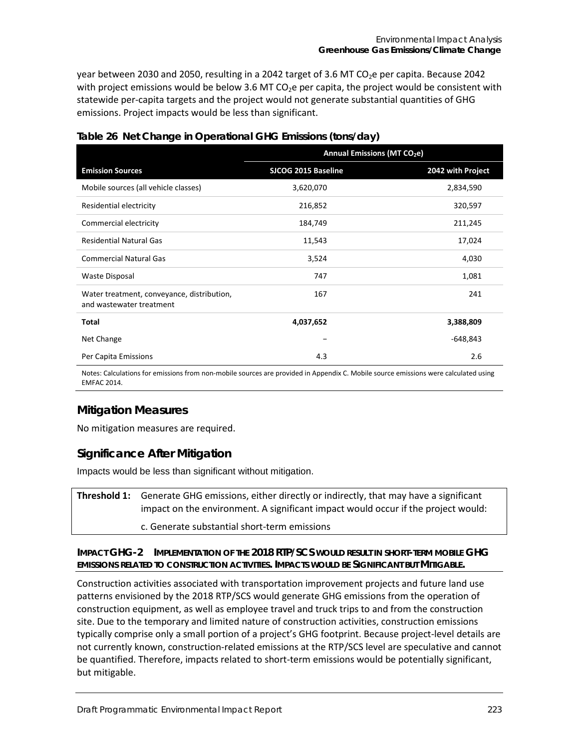year between 2030 and 2050, resulting in a 2042 target of 3.6 MT $CO_2$e per capita. Because 2042 with project emissions would be below 3.6 MT $CO_2$e per capita, the project would be consistent with statewide per-capita targets and the project would not generate substantial quantities of GHG emissions. Project impacts would be less than significant.

**Table 26 Net Change in Operational GHG Emissions (tons/day)**

| | Annual Emissions (MT $CO_2$e) | |
|---|---|---|
| **Emission Sources** | **SJCOG 2015 Baseline** | **2042 with Project** |
| Mobile sources (all vehicle classes) | 3,620,070 | 2,834,590 |
| Residential electricity | 216,852 | 320,597 |
| Commercial electricity | 184,749 | 211,245 |
| Residential Natural Gas | 11,543 | 17,024 |
| Commercial Natural Gas | 3,524 | 4,030 |
| Waste Disposal | 747 | 1,081 |
| Water treatment, conveyance, distribution, and wastewater treatment | 167 | 241 |
| **Total** | **4,037,652** | **3,388,809** |
| Net Change | – | -648,843 |
| Per Capita Emissions | 4.3 | 2.6 |

Notes: Calculations for emissions from non-mobile sources are provided in Appendix C. Mobile source emissions were calculated using EMFAC 2014.

## Mitigation Measures

No mitigation measures are required.

## Significance After Mitigation

Impacts would be less than significant without mitigation.

| | |
|---|---|
| **Threshold 1:** | Generate GHG emissions, either directly or indirectly, that may have a significant impact on the environment. A significant impact would occur if the project would: |
| | c. Generate substantial short-term emissions |

**IMPACT GHG-2 IMPLEMENTATION OF THE 2018 RTP/SCS WOULD RESULT IN SHORT-TERM MOBILE GHG EMISSIONS RELATED TO CONSTRUCTION ACTIVITIES. IMPACTS WOULD BE SIGNIFICANT BUT MITIGABLE.**

Construction activities associated with transportation improvement projects and future land use patterns envisioned by the 2018 RTP/SCS would generate GHG emissions from the operation of construction equipment, as well as employee travel and truck trips to and from the construction site. Due to the temporary and limited nature of construction activities, construction emissions typically comprise only a small portion of a project's GHG footprint. Because project-level details are not currently known, construction-related emissions at the RTP/SCS level are speculative and cannot be quantified. Therefore, impacts related to short-term emissions would be potentially significant, but mitigable.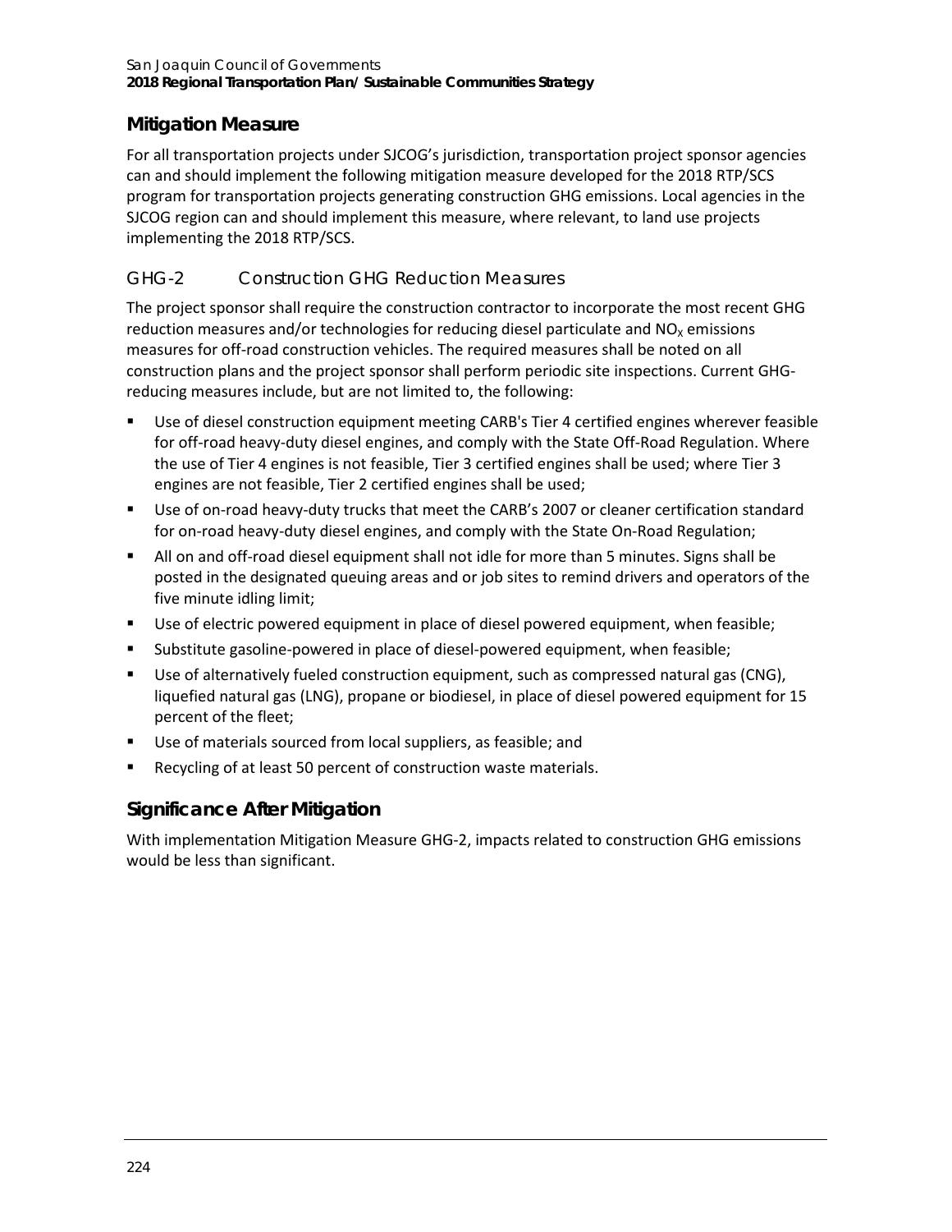## Mitigation Measure

For all transportation projects under SJCOG's jurisdiction, transportation project sponsor agencies can and should implement the following mitigation measure developed for the 2018 RTP/SCS program for transportation projects generating construction GHG emissions. Local agencies in the SJCOG region can and should implement this measure, where relevant, to land use projects implementing the 2018 RTP/SCS.

### GHG-2 Construction GHG Reduction Measures

The project sponsor shall require the construction contractor to incorporate the most recent GHG reduction measures and/or technologies for reducing diesel particulate and $NO_X$ emissions measures for off-road construction vehicles. The required measures shall be noted on all construction plans and the project sponsor shall perform periodic site inspections. Current GHG-reducing measures include, but are not limited to, the following:

- Use of diesel construction equipment meeting CARB's Tier 4 certified engines wherever feasible for off-road heavy-duty diesel engines, and comply with the State Off-Road Regulation. Where the use of Tier 4 engines is not feasible, Tier 3 certified engines shall be used; where Tier 3 engines are not feasible, Tier 2 certified engines shall be used;
- Use of on-road heavy-duty trucks that meet the CARB's 2007 or cleaner certification standard for on-road heavy-duty diesel engines, and comply with the State On-Road Regulation;
- All on and off-road diesel equipment shall not idle for more than 5 minutes. Signs shall be posted in the designated queuing areas and or job sites to remind drivers and operators of the five minute idling limit;
- Use of electric powered equipment in place of diesel powered equipment, when feasible;
- Substitute gasoline-powered in place of diesel-powered equipment, when feasible;
- Use of alternatively fueled construction equipment, such as compressed natural gas (CNG), liquefied natural gas (LNG), propane or biodiesel, in place of diesel powered equipment for 15 percent of the fleet;
- Use of materials sourced from local suppliers, as feasible; and
- Recycling of at least 50 percent of construction waste materials.

## Significance After Mitigation

With implementation Mitigation Measure GHG-2, impacts related to construction GHG emissions would be less than significant.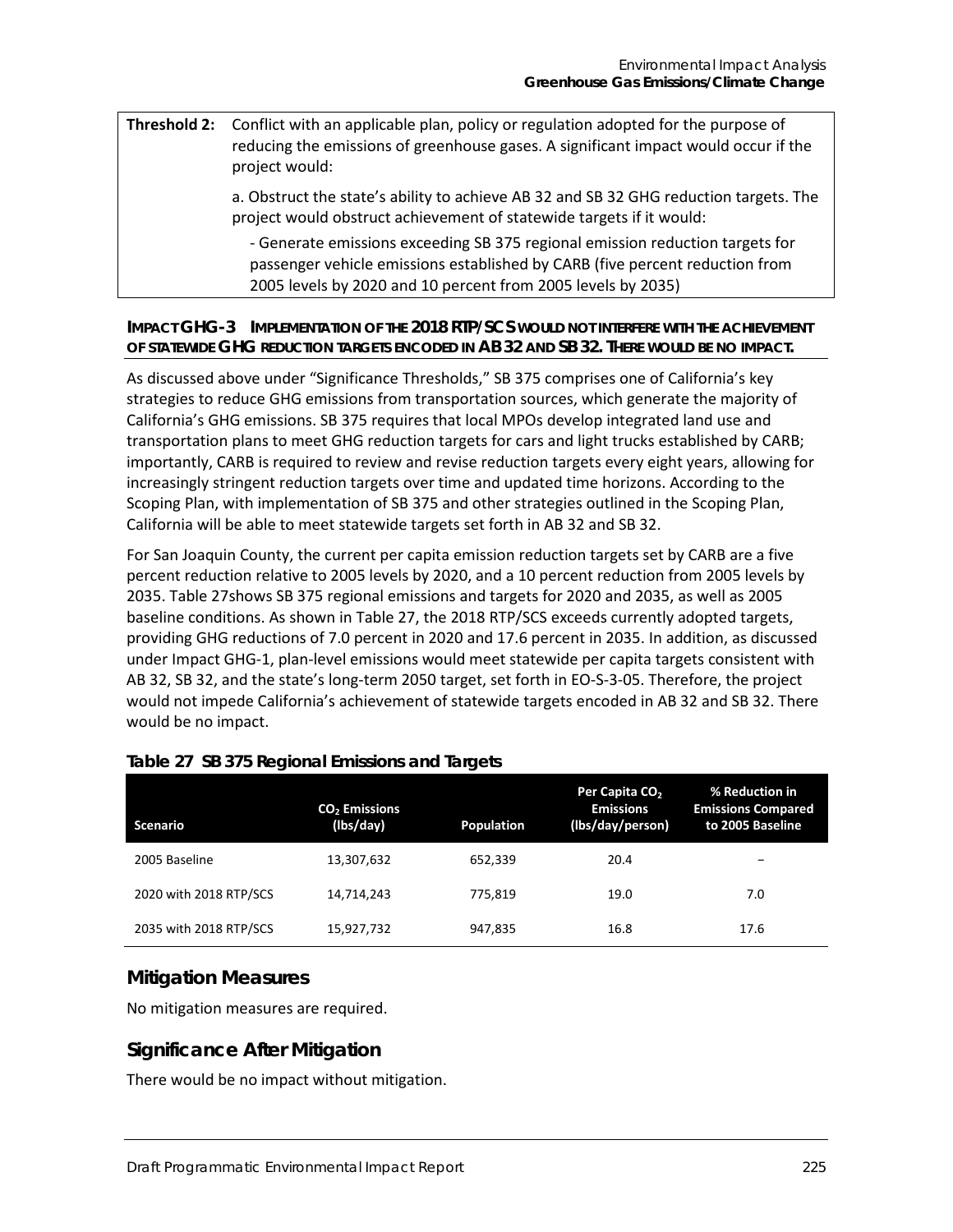| Threshold 2: | Conflict with an applicable plan, policy or regulation adopted for the purpose of reducing the emissions of greenhouse gases. A significant impact would occur if the project would: |
|---|---|
| | a. Obstruct the state's ability to achieve AB 32 and SB 32 GHG reduction targets. The project would obstruct achievement of statewide targets if it would: |
| | - Generate emissions exceeding SB 375 regional emission reduction targets for passenger vehicle emissions established by CARB (five percent reduction from 2005 levels by 2020 and 10 percent from 2005 levels by 2035) |

**IMPACT GHG-3 IMPLEMENTATION OF THE 2018 RTP/SCS WOULD NOT INTERFERE WITH THE ACHIEVEMENT OF STATEWIDE GHG REDUCTION TARGETS ENCODED IN AB 32 AND SB 32. THERE WOULD BE NO IMPACT.**

As discussed above under "Significance Thresholds," SB 375 comprises one of California's key strategies to reduce GHG emissions from transportation sources, which generate the majority of California's GHG emissions. SB 375 requires that local MPOs develop integrated land use and transportation plans to meet GHG reduction targets for cars and light trucks established by CARB; importantly, CARB is required to review and revise reduction targets every eight years, allowing for increasingly stringent reduction targets over time and updated time horizons. According to the Scoping Plan, with implementation of SB 375 and other strategies outlined in the Scoping Plan, California will be able to meet statewide targets set forth in AB 32 and SB 32.

For San Joaquin County, the current per capita emission reduction targets set by CARB are a five percent reduction relative to 2005 levels by 2020, and a 10 percent reduction from 2005 levels by 2035. Table 27shows SB 375 regional emissions and targets for 2020 and 2035, as well as 2005 baseline conditions. As shown in Table 27, the 2018 RTP/SCS exceeds currently adopted targets, providing GHG reductions of 7.0 percent in 2020 and 17.6 percent in 2035. In addition, as discussed under Impact GHG-1, plan-level emissions would meet statewide per capita targets consistent with AB 32, SB 32, and the state's long-term 2050 target, set forth in EO-S-3-05. Therefore, the project would not impede California's achievement of statewide targets encoded in AB 32 and SB 32. There would be no impact.

**Table 27 SB 375 Regional Emissions and Targets**

| Scenario | $CO_2$ Emissions (lbs/day) | Population | Per Capita $CO_2$ Emissions (lbs/day/person) | % Reduction in Emissions Compared to 2005 Baseline |
|---|---|---|---|---|
| 2005 Baseline | 13,307,632 | 652,339 | 20.4 | – |
| 2020 with 2018 RTP/SCS | 14,714,243 | 775,819 | 19.0 | 7.0 |
| 2035 with 2018 RTP/SCS | 15,927,732 | 947,835 | 16.8 | 17.6 |

## Mitigation Measures

No mitigation measures are required.

## Significance After Mitigation

There would be no impact without mitigation.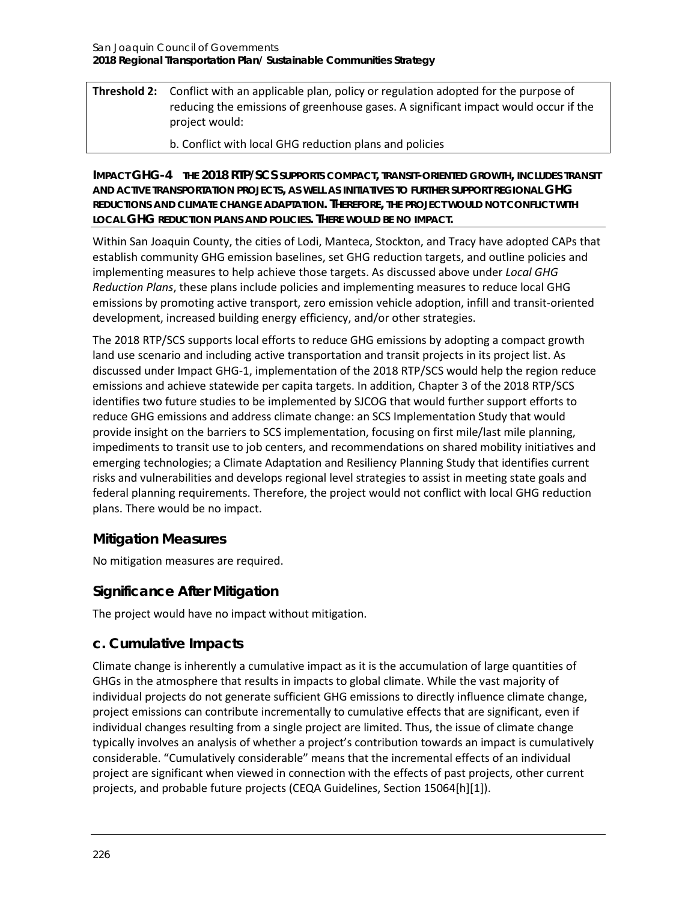| Threshold 2: | Conflict with an applicable plan, policy or regulation adopted for the purpose of reducing the emissions of greenhouse gases. A significant impact would occur if the project would: |
| --- | --- |
| | b. Conflict with local GHG reduction plans and policies |

**IMPACT GHG-4 THE 2018 RTP/SCS SUPPORTS COMPACT, TRANSIT-ORIENTED GROWTH, INCLUDES TRANSIT AND ACTIVE TRANSPORTATION PROJECTS, AS WELL AS INITIATIVES TO FURTHER SUPPORT REGIONAL GHG REDUCTIONS AND CLIMATE CHANGE ADAPTATION. THEREFORE, THE PROJECT WOULD NOT CONFLICT WITH LOCAL GHG REDUCTION PLANS AND POLICIES. THERE WOULD BE NO IMPACT.**

Within San Joaquin County, the cities of Lodi, Manteca, Stockton, and Tracy have adopted CAPs that establish community GHG emission baselines, set GHG reduction targets, and outline policies and implementing measures to help achieve those targets. As discussed above under *Local GHG Reduction Plans*, these plans include policies and implementing measures to reduce local GHG emissions by promoting active transport, zero emission vehicle adoption, infill and transit-oriented development, increased building energy efficiency, and/or other strategies.

The 2018 RTP/SCS supports local efforts to reduce GHG emissions by adopting a compact growth land use scenario and including active transportation and transit projects in its project list. As discussed under Impact GHG-1, implementation of the 2018 RTP/SCS would help the region reduce emissions and achieve statewide per capita targets. In addition, Chapter 3 of the 2018 RTP/SCS identifies two future studies to be implemented by SJCOG that would further support efforts to reduce GHG emissions and address climate change: an SCS Implementation Study that would provide insight on the barriers to SCS implementation, focusing on first mile/last mile planning, impediments to transit use to job centers, and recommendations on shared mobility initiatives and emerging technologies; a Climate Adaptation and Resiliency Planning Study that identifies current risks and vulnerabilities and develops regional level strategies to assist in meeting state goals and federal planning requirements. Therefore, the project would not conflict with local GHG reduction plans. There would be no impact.

### Mitigation Measures

No mitigation measures are required.

### Significance After Mitigation

The project would have no impact without mitigation.

## c. Cumulative Impacts

Climate change is inherently a cumulative impact as it is the accumulation of large quantities of GHGs in the atmosphere that results in impacts to global climate. While the vast majority of individual projects do not generate sufficient GHG emissions to directly influence climate change, project emissions can contribute incrementally to cumulative effects that are significant, even if individual changes resulting from a single project are limited. Thus, the issue of climate change typically involves an analysis of whether a project's contribution towards an impact is cumulatively considerable. "Cumulatively considerable" means that the incremental effects of an individual project are significant when viewed in connection with the effects of past projects, other current projects, and probable future projects (CEQA Guidelines, Section 15064[h][1]).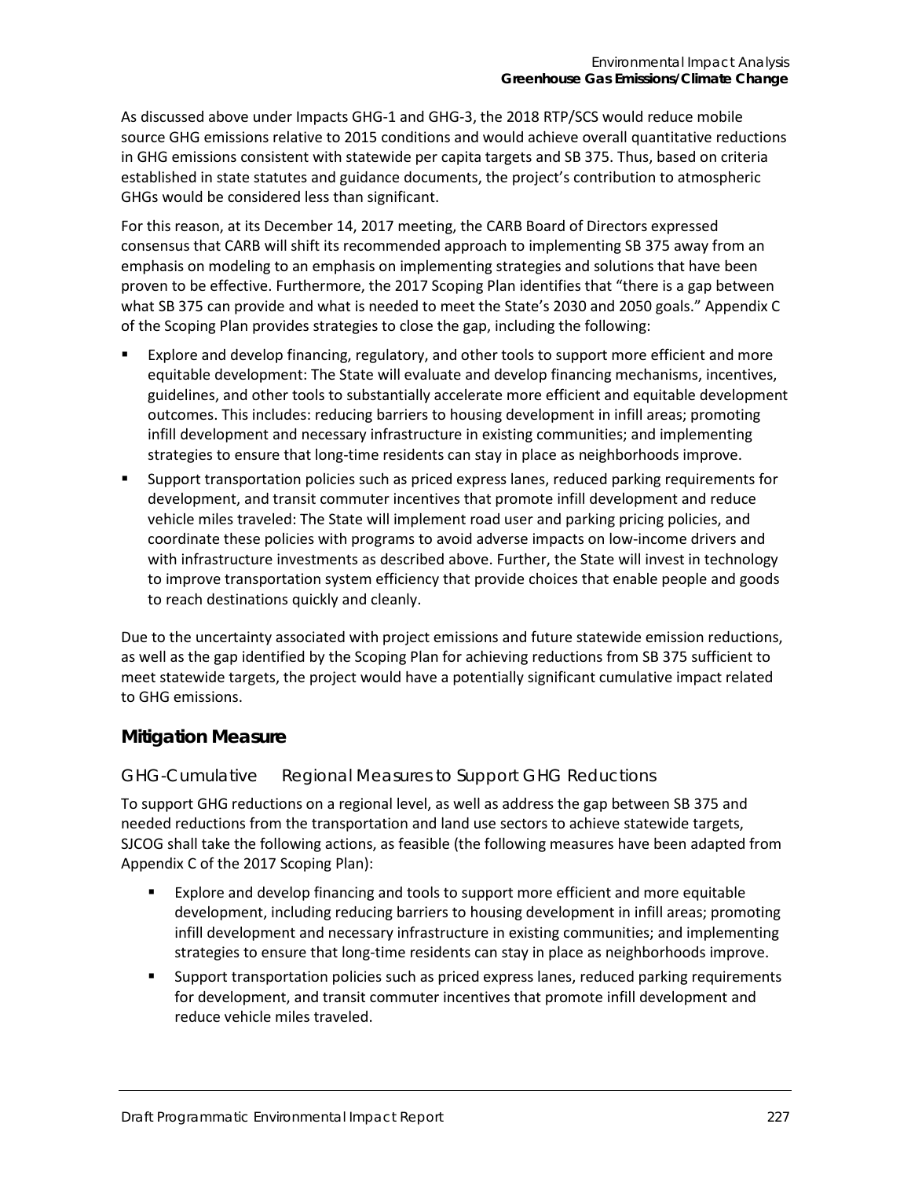As discussed above under Impacts GHG-1 and GHG-3, the 2018 RTP/SCS would reduce mobile source GHG emissions relative to 2015 conditions and would achieve overall quantitative reductions in GHG emissions consistent with statewide per capita targets and SB 375. Thus, based on criteria established in state statutes and guidance documents, the project's contribution to atmospheric GHGs would be considered less than significant.

For this reason, at its December 14, 2017 meeting, the CARB Board of Directors expressed consensus that CARB will shift its recommended approach to implementing SB 375 away from an emphasis on modeling to an emphasis on implementing strategies and solutions that have been proven to be effective. Furthermore, the 2017 Scoping Plan identifies that "there is a gap between what SB 375 can provide and what is needed to meet the State's 2030 and 2050 goals." Appendix C of the Scoping Plan provides strategies to close the gap, including the following:

- Explore and develop financing, regulatory, and other tools to support more efficient and more equitable development: The State will evaluate and develop financing mechanisms, incentives, guidelines, and other tools to substantially accelerate more efficient and equitable development outcomes. This includes: reducing barriers to housing development in infill areas; promoting infill development and necessary infrastructure in existing communities; and implementing strategies to ensure that long-time residents can stay in place as neighborhoods improve.
- Support transportation policies such as priced express lanes, reduced parking requirements for development, and transit commuter incentives that promote infill development and reduce vehicle miles traveled: The State will implement road user and parking pricing policies, and coordinate these policies with programs to avoid adverse impacts on low-income drivers and with infrastructure investments as described above. Further, the State will invest in technology to improve transportation system efficiency that provide choices that enable people and goods to reach destinations quickly and cleanly.

Due to the uncertainty associated with project emissions and future statewide emission reductions, as well as the gap identified by the Scoping Plan for achieving reductions from SB 375 sufficient to meet statewide targets, the project would have a potentially significant cumulative impact related to GHG emissions.

## Mitigation Measure

### GHG-Cumulative Regional Measures to Support GHG Reductions

To support GHG reductions on a regional level, as well as address the gap between SB 375 and needed reductions from the transportation and land use sectors to achieve statewide targets, SJCOG shall take the following actions, as feasible (the following measures have been adapted from Appendix C of the 2017 Scoping Plan):

- Explore and develop financing and tools to support more efficient and more equitable development, including reducing barriers to housing development in infill areas; promoting infill development and necessary infrastructure in existing communities; and implementing strategies to ensure that long-time residents can stay in place as neighborhoods improve.
- Support transportation policies such as priced express lanes, reduced parking requirements for development, and transit commuter incentives that promote infill development and reduce vehicle miles traveled.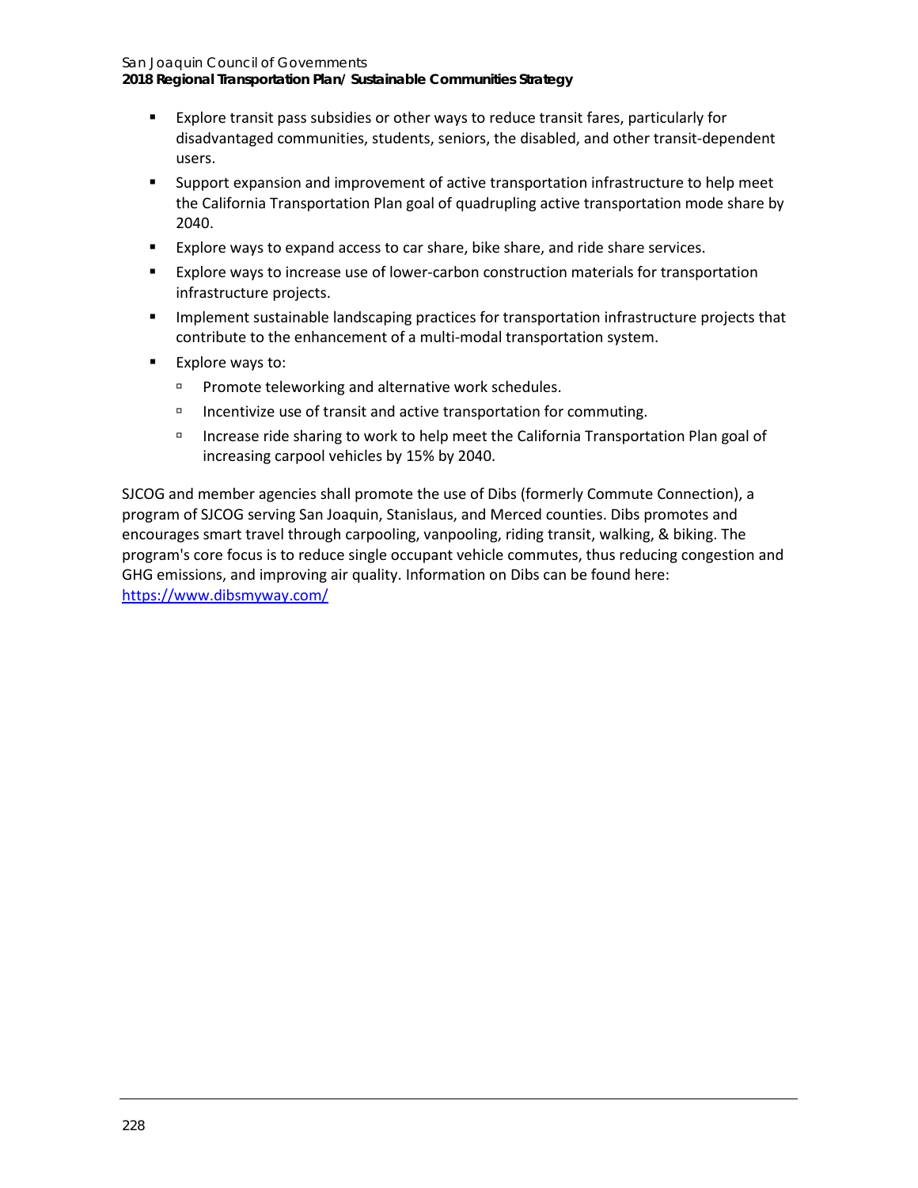- Explore transit pass subsidies or other ways to reduce transit fares, particularly for disadvantaged communities, students, seniors, the disabled, and other transit-dependent users.
- Support expansion and improvement of active transportation infrastructure to help meet the California Transportation Plan goal of quadrupling active transportation mode share by 2040.
- Explore ways to expand access to car share, bike share, and ride share services.
- Explore ways to increase use of lower-carbon construction materials for transportation infrastructure projects.
- Implement sustainable landscaping practices for transportation infrastructure projects that contribute to the enhancement of a multi-modal transportation system.
- Explore ways to:
  - Promote teleworking and alternative work schedules.
  - Incentivize use of transit and active transportation for commuting.
  - Increase ride sharing to work to help meet the California Transportation Plan goal of increasing carpool vehicles by 15% by 2040.

SJCOG and member agencies shall promote the use of Dibs (formerly Commute Connection), a program of SJCOG serving San Joaquin, Stanislaus, and Merced counties. Dibs promotes and encourages smart travel through carpooling, vanpooling, riding transit, walking, & biking. The program's core focus is to reduce single occupant vehicle commutes, thus reducing congestion and GHG emissions, and improving air quality. Information on Dibs can be found here: [https://www.dibsmyway.com/](https://www.dibsmyway.com/)